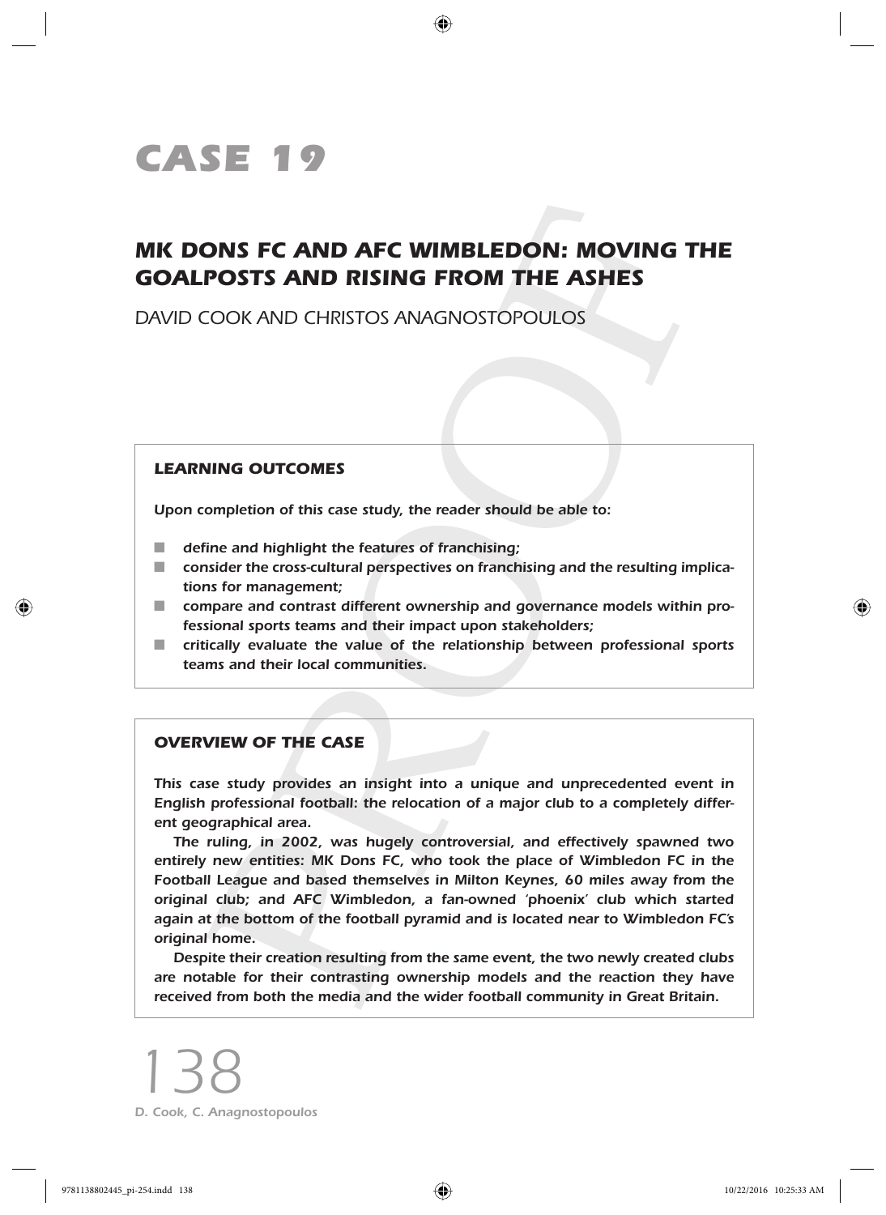# CASE 19

## MK DONS FC AND AFC WIMBLEDON: MOVING THE GOALPOSTS AND RISING FROM THE ASHES

DAVID COOK AND CHRISTOS ANAGNOSTOPOULOS

### LEARNING OUTCOMES

*Upon completion of this case study, the reader should be able to:*

- *define and highlight the features of franchising;*
- *consider the cross-cultural perspectives on franchising and the resulting implications for management;*
- *compare and contrast different ownership and governance models within professional sports teams and their impact upon stakeholders;*
- *critically evaluate the value of the relationship between professional sports teams and their local communities.*

### OVERVIEW OF THE CASE

*This case study provides an insight into a unique and unprecedented event in English professional football: the relocation of a major club to a completely different geographical area.*

*The ruling, in 2002, was hugely controversial, and effectively spawned two entirely new entities: MK Dons FC, who took the place of Wimbledon FC in the Football League and based themselves in Milton Keynes, 60 miles away from the original club; and AFC Wimbledon, a fan-owned 'phoenix' club which started again at the bottom of the football pyramid and is located near to Wimbledon FC's original home.*

*Despite their creation resulting from the same event, the two newly created clubs are notable for their contrasting ownership models and the reaction they have received from both the media and the wider football community in Great Britain.*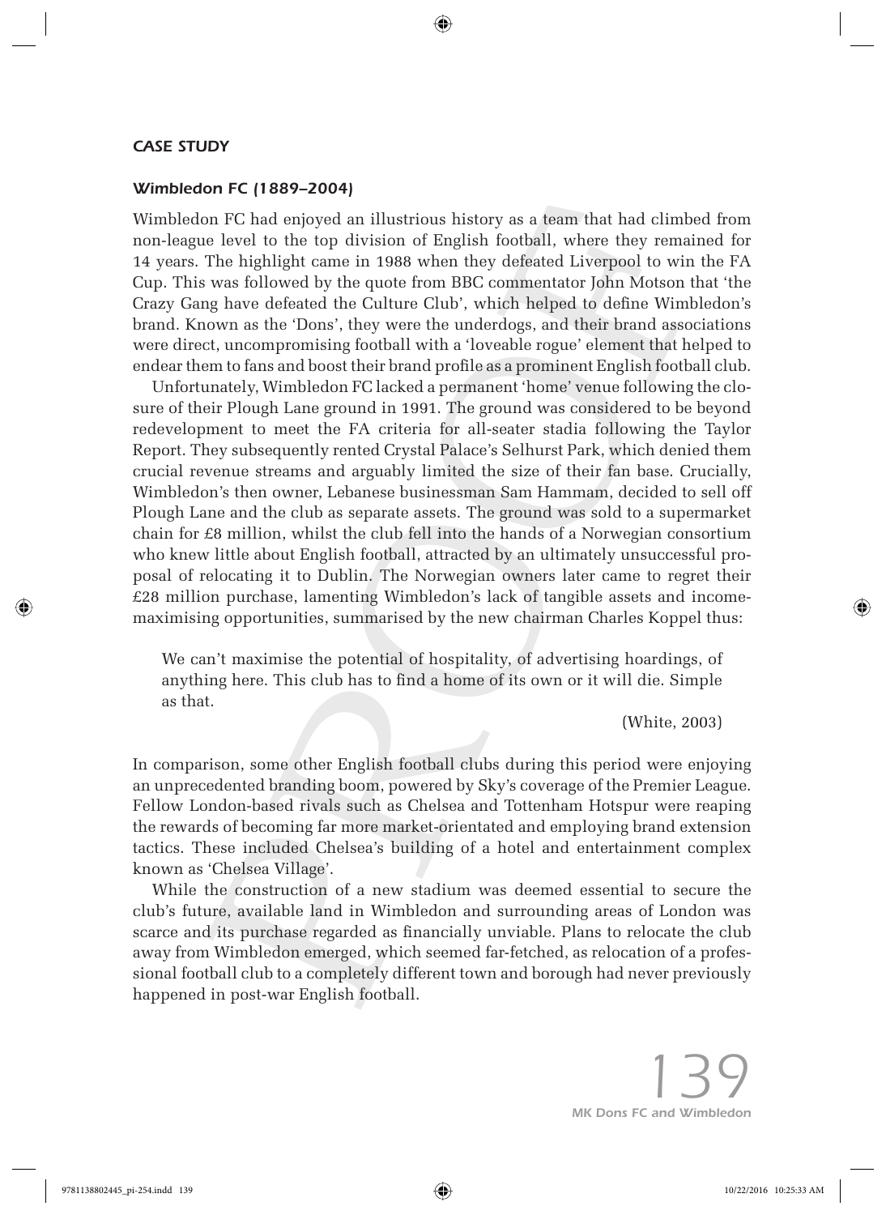### *CASE STUDY*

#### *Wimbledon FC (1889–2004)*

Wimbledon FC had enjoyed an illustrious history as a team that had climbed from non-league level to the top division of English football, where they remained for 14 years. The highlight came in 1988 when they defeated Liverpool to win the FA Cup. This was followed by the quote from BBC commentator John Motson that 'the Crazy Gang have defeated the Culture Club', which helped to define Wimbledon's brand. Known as the 'Dons', they were the underdogs, and their brand associations were direct, uncompromising football with a 'loveable rogue' element that helped to endear them to fans and boost their brand profile as a prominent English football club.

Unfortunately, Wimbledon FC lacked a permanent 'home' venue following the closure of their Plough Lane ground in 1991. The ground was considered to be beyond redevelopment to meet the FA criteria for all-seater stadia following the Taylor Report. They subsequently rented Crystal Palace's Selhurst Park, which denied them crucial revenue streams and arguably limited the size of their fan base. Crucially, Wimbledon's then owner, Lebanese businessman Sam Hammam, decided to sell off Plough Lane and the club as separate assets. The ground was sold to a supermarket chain for £8 million, whilst the club fell into the hands of a Norwegian consortium who knew little about English football, attracted by an ultimately unsuccessful proposal of relocating it to Dublin. The Norwegian owners later came to regret their £28 million purchase, lamenting Wimbledon's lack of tangible assets and income-maximising opportunities, summarised by the new chairman Charles Koppel thus:

> We can't maximise the potential of hospitality, of advertising hoardings, of anything here. This club has to find a home of its own or it will die. Simple as that.
>
> (White, 2003)

In comparison, some other English football clubs during this period were enjoying an unprecedented branding boom, powered by Sky's coverage of the Premier League. Fellow London-based rivals such as Chelsea and Tottenham Hotspur were reaping the rewards of becoming far more market-orientated and employing brand extension tactics. These included Chelsea's building of a hotel and entertainment complex known as 'Chelsea Village'.

While the construction of a new stadium was deemed essential to secure the club's future, available land in Wimbledon and surrounding areas of London was scarce and its purchase regarded as financially unviable. Plans to relocate the club away from Wimbledon emerged, which seemed far-fetched, as relocation of a professional football club to a completely different town and borough had never previously happened in post-war English football.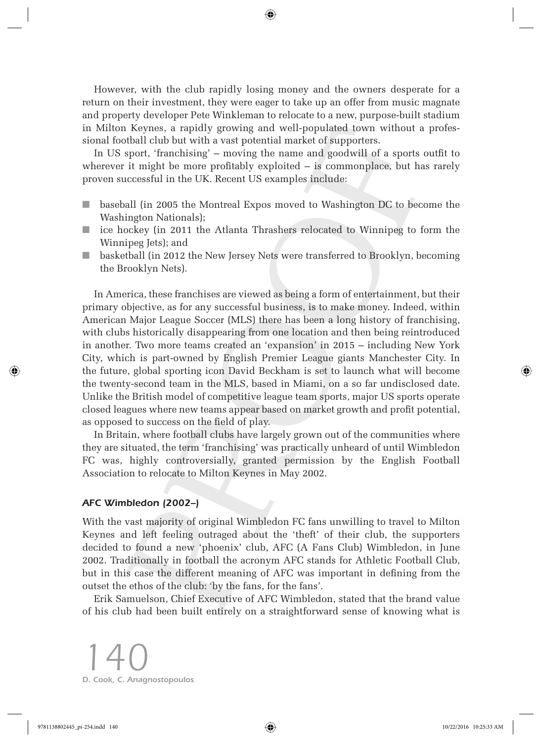However, with the club rapidly losing money and the owners desperate for a return on their investment, they were eager to take up an offer from music magnate and property developer Pete Winkleman to relocate to a new, purpose-built stadium in Milton Keynes, a rapidly growing and well-populated town without a professional football club but with a vast potential market of supporters.

In US sport, 'franchising' – moving the name and goodwill of a sports outfit to wherever it might be more profitably exploited – is commonplace, but has rarely proven successful in the UK. Recent US examples include:

- baseball (in 2005 the Montreal Expos moved to Washington DC to become the Washington Nationals);
- ice hockey (in 2011 the Atlanta Thrashers relocated to Winnipeg to form the Winnipeg Jets); and
- basketball (in 2012 the New Jersey Nets were transferred to Brooklyn, becoming the Brooklyn Nets).

In America, these franchises are viewed as being a form of entertainment, but their primary objective, as for any successful business, is to make money. Indeed, within American Major League Soccer (MLS) there has been a long history of franchising, with clubs historically disappearing from one location and then being reintroduced in another. Two more teams created an 'expansion' in 2015 – including New York City, which is part-owned by English Premier League giants Manchester City. In the future, global sporting icon David Beckham is set to launch what will become the twenty-second team in the MLS, based in Miami, on a so far undisclosed date. Unlike the British model of competitive league team sports, major US sports operate closed leagues where new teams appear based on market growth and profit potential, as opposed to success on the field of play.

In Britain, where football clubs have largely grown out of the communities where they are situated, the term 'franchising' was practically unheard of until Wimbledon FC was, highly controversially, granted permission by the English Football Association to relocate to Milton Keynes in May 2002.

### *AFC Wimbledon (2002–)*

With the vast majority of original Wimbledon FC fans unwilling to travel to Milton Keynes and left feeling outraged about the 'theft' of their club, the supporters decided to found a new 'phoenix' club, AFC (A Fans Club) Wimbledon, in June 2002. Traditionally in football the acronym AFC stands for Athletic Football Club, but in this case the different meaning of AFC was important in defining from the outset the ethos of the club: 'by the fans, for the fans'.

Erik Samuelson, Chief Executive of AFC Wimbledon, stated that the brand value of his club had been built entirely on a straightforward sense of knowing what is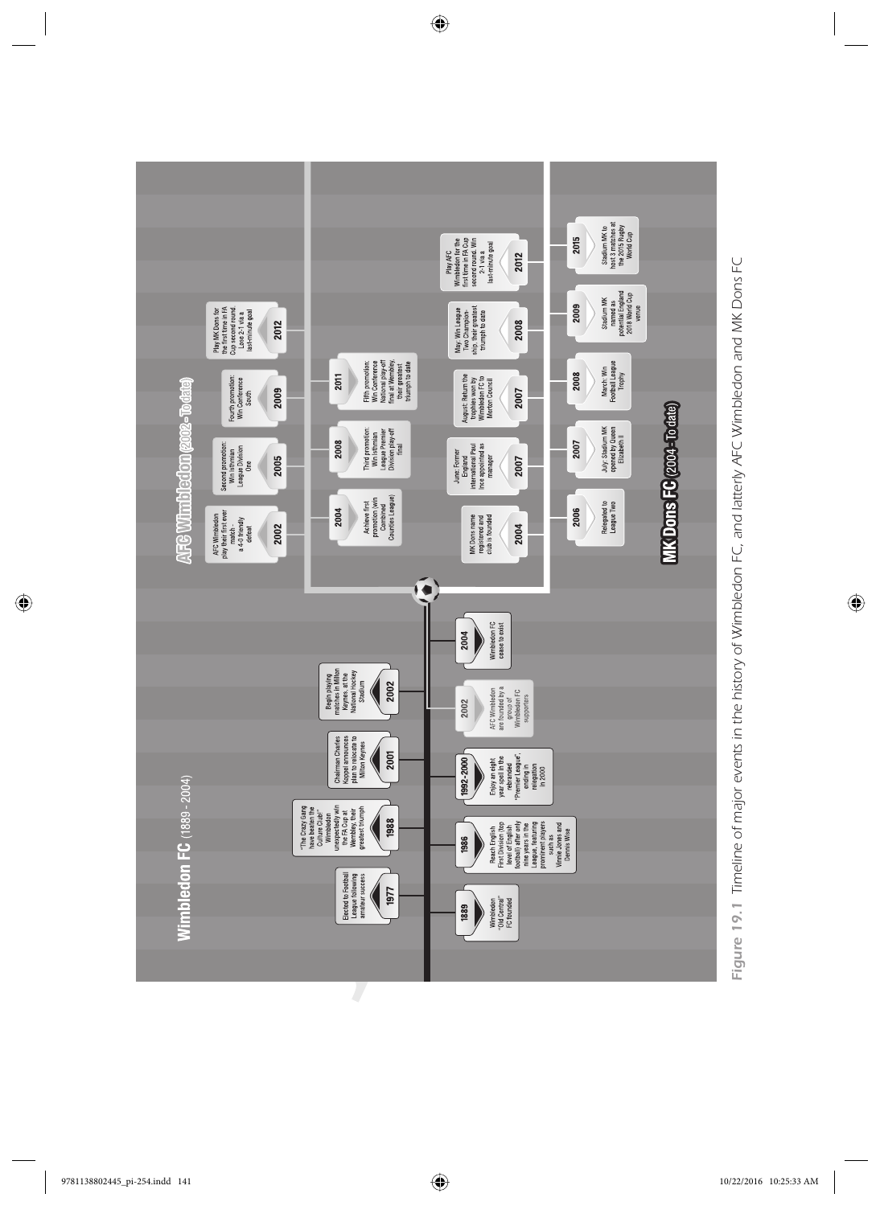## Wimbledon FC (1889 - 2004)

- **1889**: Wimbledon "Old Central" FC founded
- **1977**: Elected to Football League following amateur success
- **1986**: Reach English First Division (top level of English football) after only nine years in the League, featuring prominent players such as Vinnie Jones and Dennis Wise
- **1988**: "The Crazy Gang have beaten the Culture Club!" Wimbledon unexpectedly win the FA Cup at Wembley, their greatest triumph
- **1992-2000**: Enjoy an eight year spell in the rebranded "Premier League", ending in relegation in 2000
- **2001**: Chairman Charles Koppel announces plan to relocate to Milton Keynes
- **2002**: Begin playing matches in Milton Keynes, at the National Hockey Stadium
- **2002**: AFC Wimbledon are founded by a group of Wimbledon FC supporters
- **2004**: Wimbledon FC cease to exist

## AFC Wimbledon (2002 - To date)

- **2002**: AFC Wimbledon play their first ever match - a 4-0 friendly defeat
- **2004**: Achieve first promotion (win Combined Counties League)
- **2005**: Second promotion: Win Isthmian League Division One
- **2008**: Third promotion: Win Isthmian League Premier Division play-off final
- **2009**: Fourth promotion: Win Conference South
- **2011**: Fifth promotion: Win Conference National play-off final at Wembley, their greatest triumph to date
- **2012**: Play MK Dons for the first time in FA Cup second round. Lose 2-1 via a last-minute goal

## MK Dons FC (2004 - To date)

- **2004**: MK Dons name registered and club is founded
- **2006**: Relegated to League Two
- **2007**: June: Former England international Paul Ince appointed as manager
- **2007**: July: Stadium MK opened by Queen Elizabeth II
- **2007**: August: Return the trophies won by Wimbledon FC to Merton Council
- **2008**: March: Win Football League Trophy
- **2008**: May: Win League Two Championship, their greatest triumph to date
- **2009**: Stadium MK named as potential England 2018 World Cup venue
- **2012**: Play AFC Wimbledon for the first time in FA Cup second round. Win 2-1 via a last-minute goal
- **2015**: Stadium MK to host 3 matches at the 2015 Rugby World Cup

**Figure 19.1** Timeline of major events in the history of Wimbledon FC, and latterly AFC Wimbledon and MK Dons FC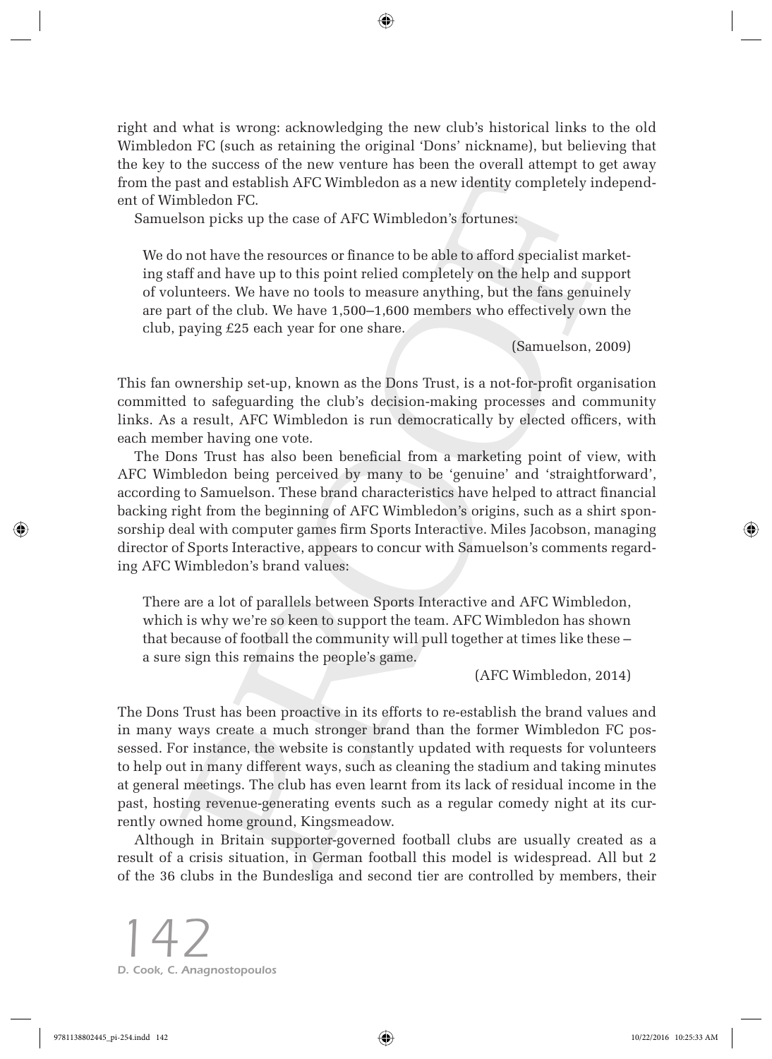right and what is wrong: acknowledging the new club's historical links to the old Wimbledon FC (such as retaining the original 'Dons' nickname), but believing that the key to the success of the new venture has been the overall attempt to get away from the past and establish AFC Wimbledon as a new identity completely independent of Wimbledon FC.

Samuelson picks up the case of AFC Wimbledon's fortunes:

> We do not have the resources or finance to be able to afford specialist marketing staff and have up to this point relied completely on the help and support of volunteers. We have no tools to measure anything, but the fans genuinely are part of the club. We have 1,500–1,600 members who effectively own the club, paying £25 each year for one share.
>
> (Samuelson, 2009)

This fan ownership set-up, known as the Dons Trust, is a not-for-profit organisation committed to safeguarding the club's decision-making processes and community links. As a result, AFC Wimbledon is run democratically by elected officers, with each member having one vote.

The Dons Trust has also been beneficial from a marketing point of view, with AFC Wimbledon being perceived by many to be 'genuine' and 'straightforward', according to Samuelson. These brand characteristics have helped to attract financial backing right from the beginning of AFC Wimbledon's origins, such as a shirt sponsorship deal with computer games firm Sports Interactive. Miles Jacobson, managing director of Sports Interactive, appears to concur with Samuelson's comments regarding AFC Wimbledon's brand values:

> There are a lot of parallels between Sports Interactive and AFC Wimbledon, which is why we're so keen to support the team. AFC Wimbledon has shown that because of football the community will pull together at times like these – a sure sign this remains the people's game.
>
> (AFC Wimbledon, 2014)

The Dons Trust has been proactive in its efforts to re-establish the brand values and in many ways create a much stronger brand than the former Wimbledon FC possessed. For instance, the website is constantly updated with requests for volunteers to help out in many different ways, such as cleaning the stadium and taking minutes at general meetings. The club has even learnt from its lack of residual income in the past, hosting revenue-generating events such as a regular comedy night at its currently owned home ground, Kingsmeadow.

Although in Britain supporter-governed football clubs are usually created as a result of a crisis situation, in German football this model is widespread. All but 2 of the 36 clubs in the Bundesliga and second tier are controlled by members, their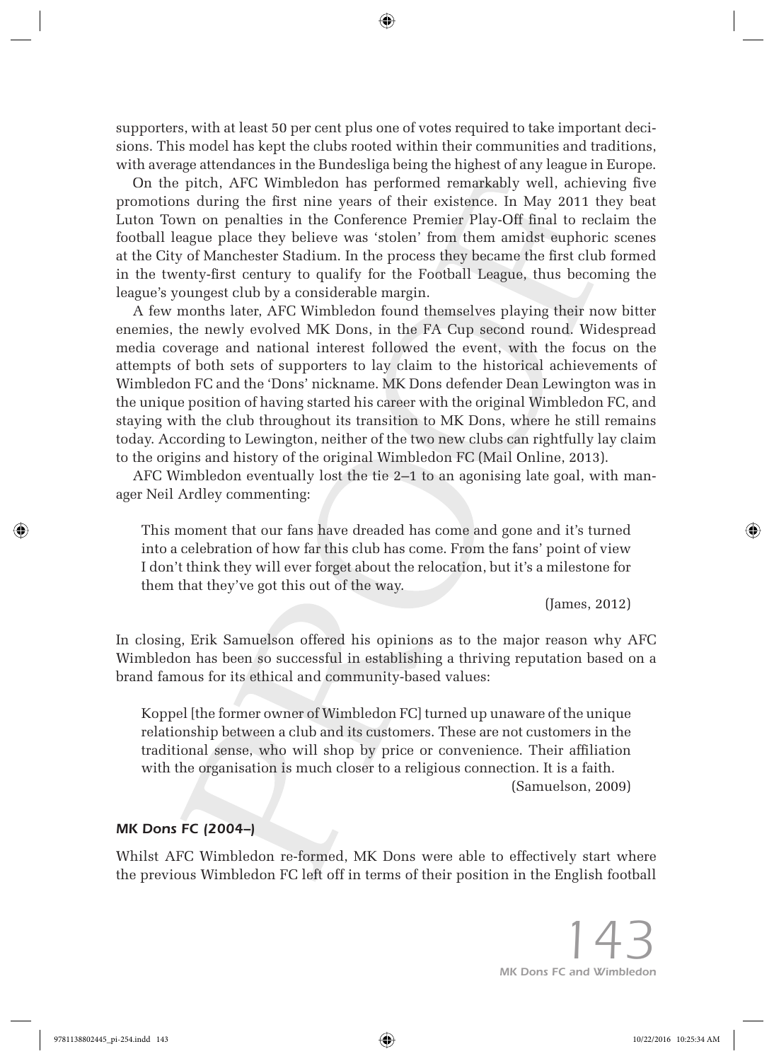supporters, with at least 50 per cent plus one of votes required to take important decisions. This model has kept the clubs rooted within their communities and traditions, with average attendances in the Bundesliga being the highest of any league in Europe.

On the pitch, AFC Wimbledon has performed remarkably well, achieving five promotions during the first nine years of their existence. In May 2011 they beat Luton Town on penalties in the Conference Premier Play-Off final to reclaim the football league place they believe was 'stolen' from them amidst euphoric scenes at the City of Manchester Stadium. In the process they became the first club formed in the twenty-first century to qualify for the Football League, thus becoming the league's youngest club by a considerable margin.

A few months later, AFC Wimbledon found themselves playing their now bitter enemies, the newly evolved MK Dons, in the FA Cup second round. Widespread media coverage and national interest followed the event, with the focus on the attempts of both sets of supporters to lay claim to the historical achievements of Wimbledon FC and the 'Dons' nickname. MK Dons defender Dean Lewington was in the unique position of having started his career with the original Wimbledon FC, and staying with the club throughout its transition to MK Dons, where he still remains today. According to Lewington, neither of the two new clubs can rightfully lay claim to the origins and history of the original Wimbledon FC (Mail Online, 2013).

AFC Wimbledon eventually lost the tie 2–1 to an agonising late goal, with manager Neil Ardley commenting:

> This moment that our fans have dreaded has come and gone and it's turned into a celebration of how far this club has come. From the fans' point of view I don't think they will ever forget about the relocation, but it's a milestone for them that they've got this out of the way.
>
> (James, 2012)

In closing, Erik Samuelson offered his opinions as to the major reason why AFC Wimbledon has been so successful in establishing a thriving reputation based on a brand famous for its ethical and community-based values:

> Koppel [the former owner of Wimbledon FC] turned up unaware of the unique relationship between a club and its customers. These are not customers in the traditional sense, who will shop by price or convenience. Their affiliation with the organisation is much closer to a religious connection. It is a faith.
>
> (Samuelson, 2009)

### *MK Dons FC (2004–)*

Whilst AFC Wimbledon re-formed, MK Dons were able to effectively start where the previous Wimbledon FC left off in terms of their position in the English football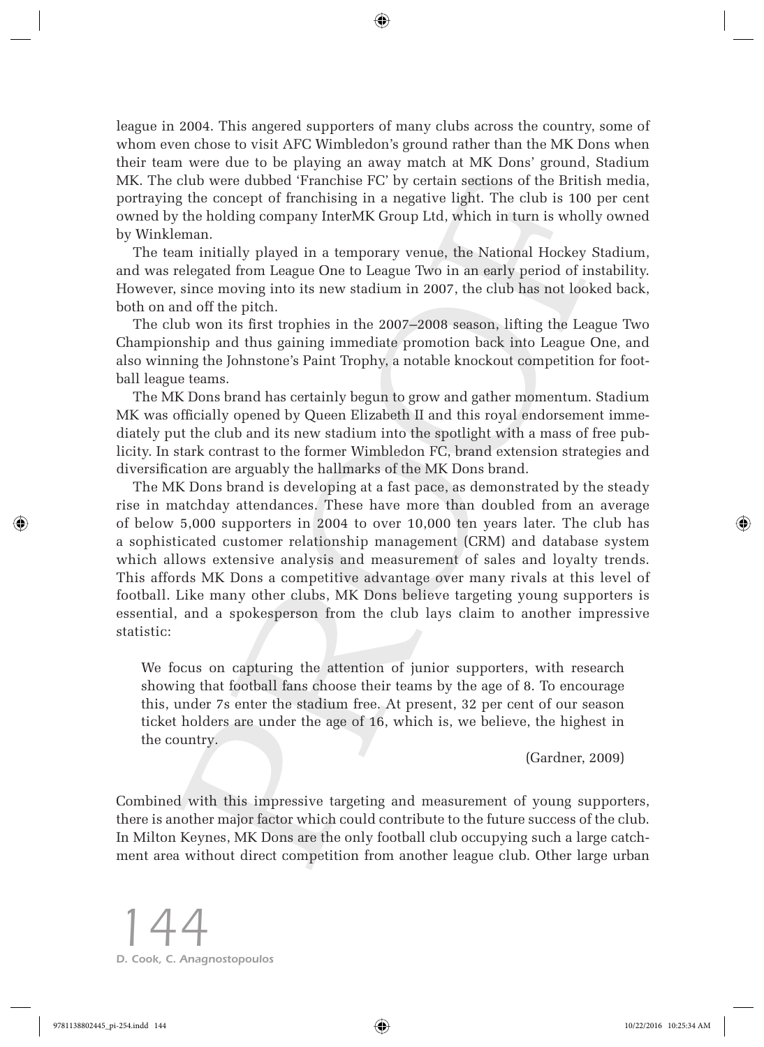league in 2004. This angered supporters of many clubs across the country, some of whom even chose to visit AFC Wimbledon's ground rather than the MK Dons when their team were due to be playing an away match at MK Dons' ground, Stadium MK. The club were dubbed 'Franchise FC' by certain sections of the British media, portraying the concept of franchising in a negative light. The club is 100 per cent owned by the holding company InterMK Group Ltd, which in turn is wholly owned by Winkleman.

The team initially played in a temporary venue, the National Hockey Stadium, and was relegated from League One to League Two in an early period of instability. However, since moving into its new stadium in 2007, the club has not looked back, both on and off the pitch.

The club won its first trophies in the 2007–2008 season, lifting the League Two Championship and thus gaining immediate promotion back into League One, and also winning the Johnstone's Paint Trophy, a notable knockout competition for football league teams.

The MK Dons brand has certainly begun to grow and gather momentum. Stadium MK was officially opened by Queen Elizabeth II and this royal endorsement immediately put the club and its new stadium into the spotlight with a mass of free publicity. In stark contrast to the former Wimbledon FC, brand extension strategies and diversification are arguably the hallmarks of the MK Dons brand.

The MK Dons brand is developing at a fast pace, as demonstrated by the steady rise in matchday attendances. These have more than doubled from an average of below 5,000 supporters in 2004 to over 10,000 ten years later. The club has a sophisticated customer relationship management (CRM) and database system which allows extensive analysis and measurement of sales and loyalty trends. This affords MK Dons a competitive advantage over many rivals at this level of football. Like many other clubs, MK Dons believe targeting young supporters is essential, and a spokesperson from the club lays claim to another impressive statistic:

> We focus on capturing the attention of junior supporters, with research showing that football fans choose their teams by the age of 8. To encourage this, under 7s enter the stadium free. At present, 32 per cent of our season ticket holders are under the age of 16, which is, we believe, the highest in the country.
>
> (Gardner, 2009)

Combined with this impressive targeting and measurement of young supporters, there is another major factor which could contribute to the future success of the club. In Milton Keynes, MK Dons are the only football club occupying such a large catchment area without direct competition from another league club. Other large urban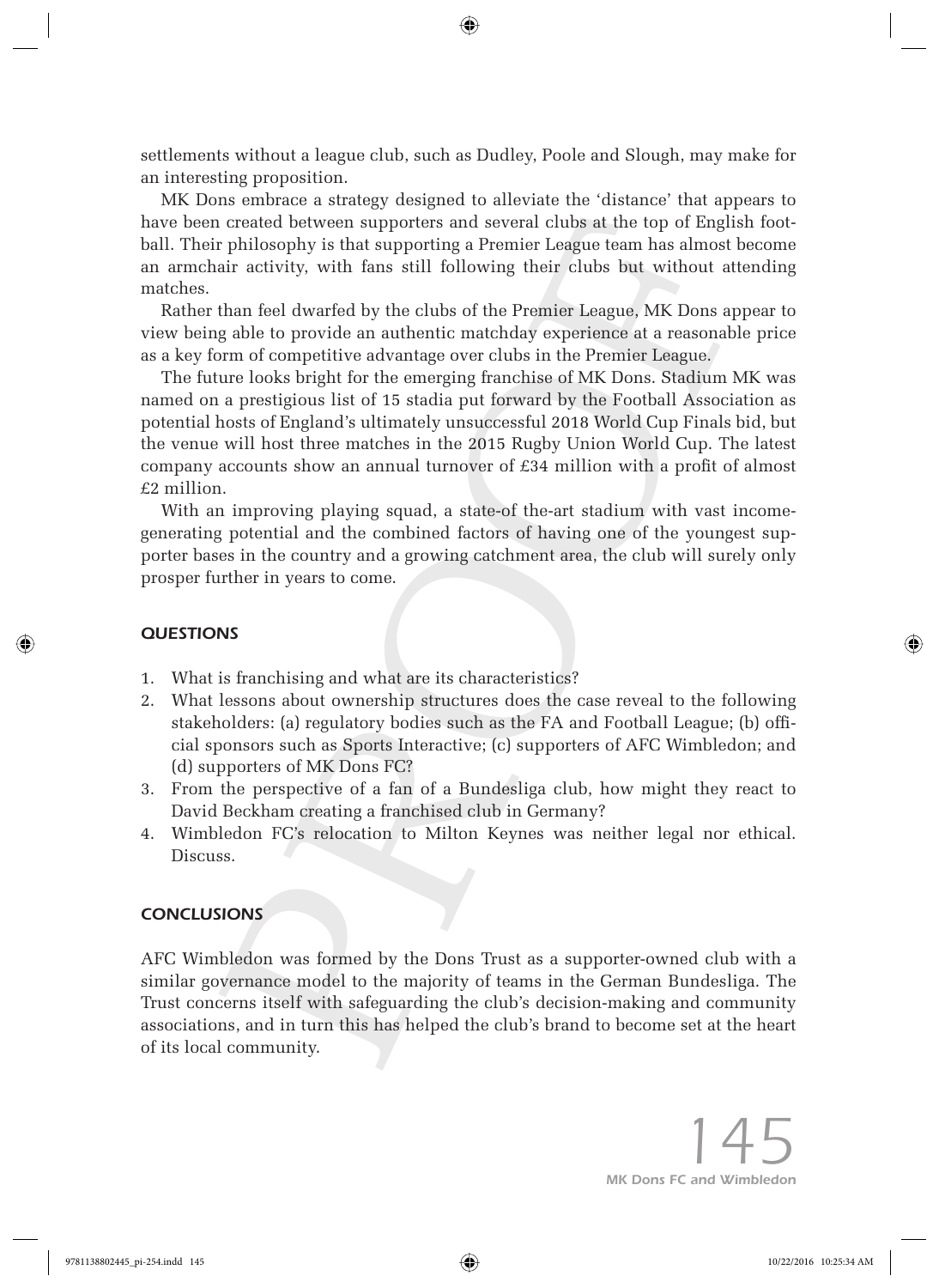settlements without a league club, such as Dudley, Poole and Slough, may make for an interesting proposition.

MK Dons embrace a strategy designed to alleviate the 'distance' that appears to have been created between supporters and several clubs at the top of English football. Their philosophy is that supporting a Premier League team has almost become an armchair activity, with fans still following their clubs but without attending matches.

Rather than feel dwarfed by the clubs of the Premier League, MK Dons appear to view being able to provide an authentic matchday experience at a reasonable price as a key form of competitive advantage over clubs in the Premier League.

The future looks bright for the emerging franchise of MK Dons. Stadium MK was named on a prestigious list of 15 stadia put forward by the Football Association as potential hosts of England's ultimately unsuccessful 2018 World Cup Finals bid, but the venue will host three matches in the 2015 Rugby Union World Cup. The latest company accounts show an annual turnover of £34 million with a profit of almost £2 million.

With an improving playing squad, a state-of the-art stadium with vast income-generating potential and the combined factors of having one of the youngest supporter bases in the country and a growing catchment area, the club will surely only prosper further in years to come.

## QUESTIONS

1. What is franchising and what are its characteristics?
2. What lessons about ownership structures does the case reveal to the following stakeholders: (a) regulatory bodies such as the FA and Football League; (b) official sponsors such as Sports Interactive; (c) supporters of AFC Wimbledon; and (d) supporters of MK Dons FC?
3. From the perspective of a fan of a Bundesliga club, how might they react to David Beckham creating a franchised club in Germany?
4. Wimbledon FC's relocation to Milton Keynes was neither legal nor ethical. Discuss.

## CONCLUSIONS

AFC Wimbledon was formed by the Dons Trust as a supporter-owned club with a similar governance model to the majority of teams in the German Bundesliga. The Trust concerns itself with safeguarding the club's decision-making and community associations, and in turn this has helped the club's brand to become set at the heart of its local community.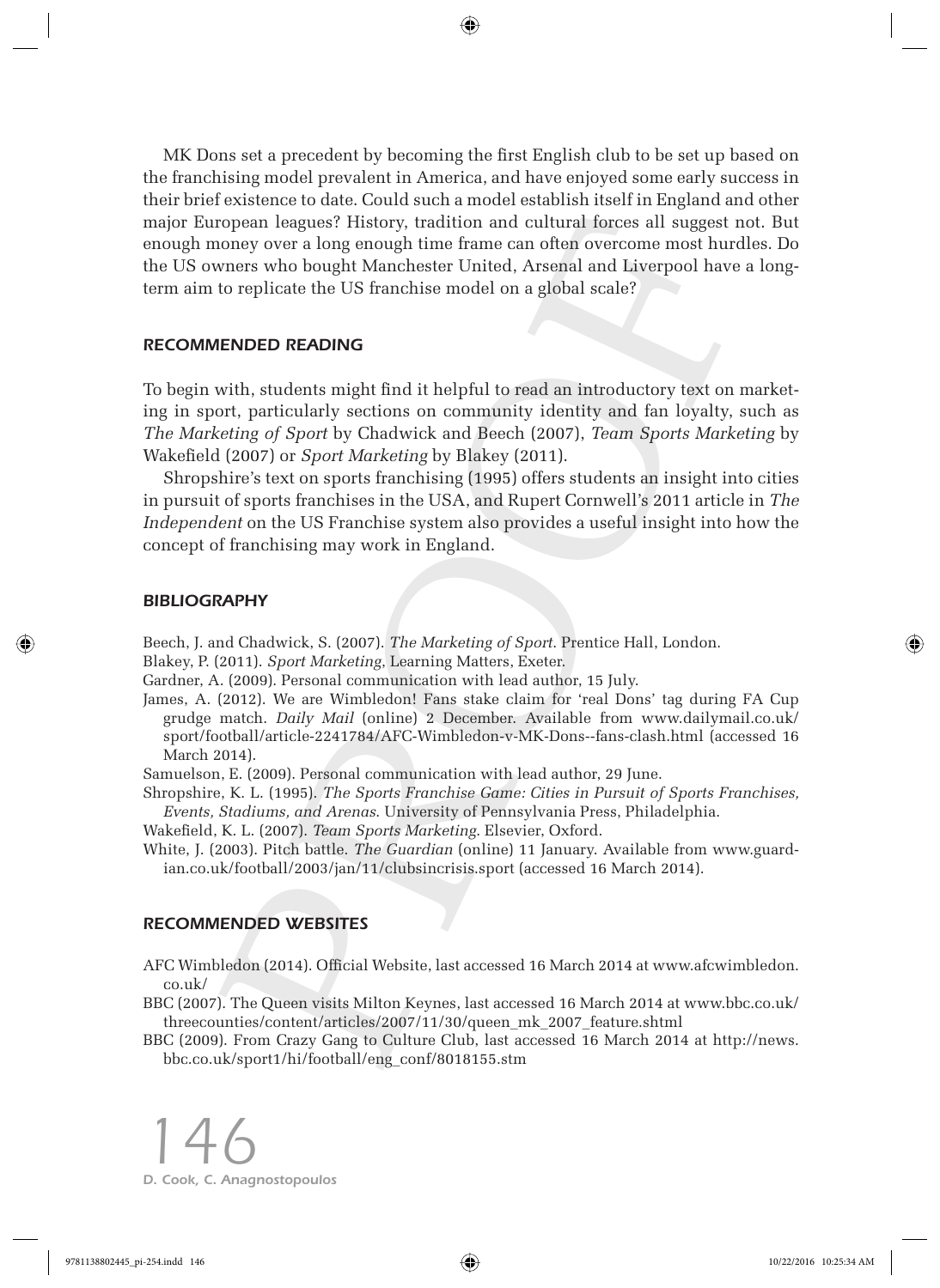MK Dons set a precedent by becoming the first English club to be set up based on the franchising model prevalent in America, and have enjoyed some early success in their brief existence to date. Could such a model establish itself in England and other major European leagues? History, tradition and cultural forces all suggest not. But enough money over a long enough time frame can often overcome most hurdles. Do the US owners who bought Manchester United, Arsenal and Liverpool have a long-term aim to replicate the US franchise model on a global scale?

## RECOMMENDED READING

To begin with, students might find it helpful to read an introductory text on marketing in sport, particularly sections on community identity and fan loyalty, such as *The Marketing of Sport* by Chadwick and Beech (2007), *Team Sports Marketing* by Wakefield (2007) or *Sport Marketing* by Blakey (2011).

Shropshire's text on sports franchising (1995) offers students an insight into cities in pursuit of sports franchises in the USA, and Rupert Cornwell's 2011 article in *The Independent* on the US Franchise system also provides a useful insight into how the concept of franchising may work in England.

## BIBLIOGRAPHY

Beech, J. and Chadwick, S. (2007). *The Marketing of Sport*. Prentice Hall, London.

Blakey, P. (2011). *Sport Marketing*, Learning Matters, Exeter.

Gardner, A. (2009). Personal communication with lead author, 15 July.

James, A. (2012). We are Wimbledon! Fans stake claim for 'real Dons' tag during FA Cup grudge match. *Daily Mail* (online) 2 December. Available from www.dailymail.co.uk/sport/football/article-2241784/AFC-Wimbledon-v-MK-Dons--fans-clash.html (accessed 16 March 2014).

Samuelson, E. (2009). Personal communication with lead author, 29 June.

Shropshire, K. L. (1995). *The Sports Franchise Game: Cities in Pursuit of Sports Franchises, Events, Stadiums, and Arenas*. University of Pennsylvania Press, Philadelphia.

Wakefield, K. L. (2007). *Team Sports Marketing*. Elsevier, Oxford.

White, J. (2003). Pitch battle. *The Guardian* (online) 11 January. Available from www.guardian.co.uk/football/2003/jan/11/clubsincrisis.sport (accessed 16 March 2014).

## RECOMMENDED WEBSITES

AFC Wimbledon (2014). Official Website, last accessed 16 March 2014 at www.afcwimbledon.co.uk/

BBC (2007). The Queen visits Milton Keynes, last accessed 16 March 2014 at www.bbc.co.uk/threecounties/content/articles/2007/11/30/queen_mk_2007_feature.shtml

BBC (2009). From Crazy Gang to Culture Club, last accessed 16 March 2014 at http://news.bbc.co.uk/sport1/hi/football/eng_conf/8018155.stm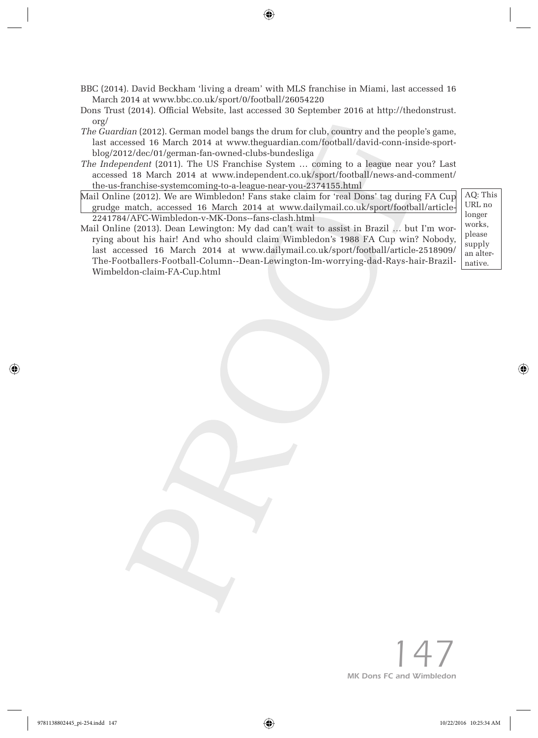BBC (2014). David Beckham 'living a dream' with MLS franchise in Miami, last accessed 16 March 2014 at www.bbc.co.uk/sport/0/football/26054220

Dons Trust (2014). Official Website, last accessed 30 September 2016 at http://thedonstrust.org/

*The Guardian* (2012). German model bangs the drum for club, country and the people's game, last accessed 16 March 2014 at www.theguardian.com/football/david-conn-inside-sport-blog/2012/dec/01/german-fan-owned-clubs-bundesliga

*The Independent* (2011). The US Franchise System … coming to a league near you? Last accessed 18 March 2014 at www.independent.co.uk/sport/football/news-and-comment/the-us-franchise-systemcoming-to-a-league-near-you-2374155.html

Mail Online (2012). We are Wimbledon! Fans stake claim for 'real Dons' tag during FA Cup grudge match, accessed 16 March 2014 at www.dailymail.co.uk/sport/football/article-2241784/AFC-Wimbledon-v-MK-Dons--fans-clash.html

AQ: This URL no longer works, please supply an alternative.

Mail Online (2013). Dean Lewington: My dad can't wait to assist in Brazil … but I'm worrying about his hair! And who should claim Wimbledon's 1988 FA Cup win? Nobody, last accessed 16 March 2014 at www.dailymail.co.uk/sport/football/article-2518909/The-Footballers-Football-Column--Dean-Lewington-Im-worrying-dad-Rays-hair-Brazil-Wimbeldon-claim-FA-Cup.html